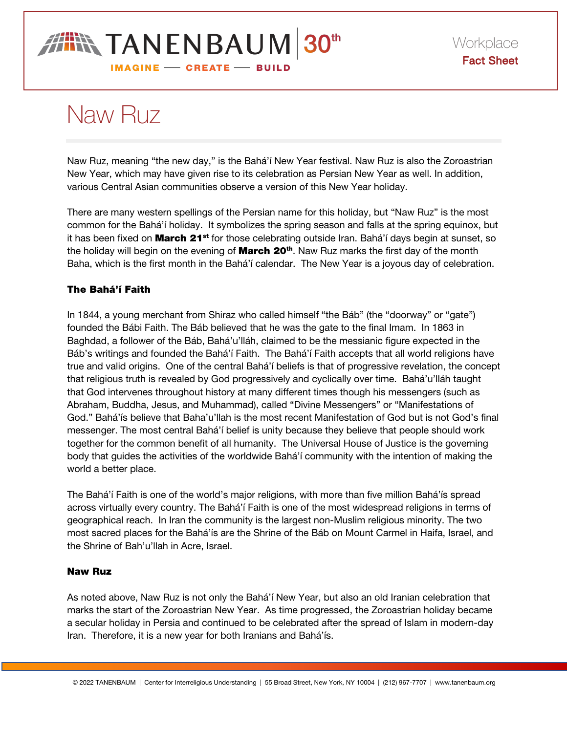Workplace
**Fact Sheet**

# Naw Ruz

Naw Ruz, meaning "the new day," is the Bahá'í New Year festival. Naw Ruz is also the Zoroastrian New Year, which may have given rise to its celebration as Persian New Year as well. In addition, various Central Asian communities observe a version of this New Year holiday.

There are many western spellings of the Persian name for this holiday, but "Naw Ruz" is the most common for the Bahá'í holiday. It symbolizes the spring season and falls at the spring equinox, but it has been fixed on **March 21st** for those celebrating outside Iran. Bahá'í days begin at sunset, so the holiday will begin on the evening of **March 20th**. Naw Ruz marks the first day of the month Baha, which is the first month in the Bahá'í calendar. The New Year is a joyous day of celebration.

### The Bahá'í Faith

In 1844, a young merchant from Shiraz who called himself "the Báb" (the "doorway" or "gate") founded the Bábi Faith. The Báb believed that he was the gate to the final Imam. In 1863 in Baghdad, a follower of the Báb, Bahá'u'lláh, claimed to be the messianic figure expected in the Báb's writings and founded the Bahá'í Faith. The Bahá'í Faith accepts that all world religions have true and valid origins. One of the central Bahá'í beliefs is that of progressive revelation, the concept that religious truth is revealed by God progressively and cyclically over time. Bahá'u'lláh taught that God intervenes throughout history at many different times though his messengers (such as Abraham, Buddha, Jesus, and Muhammad), called "Divine Messengers" or "Manifestations of God." Bahá'ís believe that Baha'u'llah is the most recent Manifestation of God but is not God's final messenger. The most central Bahá'í belief is unity because they believe that people should work together for the common benefit of all humanity. The Universal House of Justice is the governing body that guides the activities of the worldwide Bahá'í community with the intention of making the world a better place.

The Bahá'í Faith is one of the world's major religions, with more than five million Bahá'ís spread across virtually every country. The Bahá'í Faith is one of the most widespread religions in terms of geographical reach. In Iran the community is the largest non-Muslim religious minority. The two most sacred places for the Bahá'ís are the Shrine of the Báb on Mount Carmel in Haifa, Israel, and the Shrine of Bah'u'llah in Acre, Israel.

### Naw Ruz

As noted above, Naw Ruz is not only the Bahá'í New Year, but also an old Iranian celebration that marks the start of the Zoroastrian New Year. As time progressed, the Zoroastrian holiday became a secular holiday in Persia and continued to be celebrated after the spread of Islam in modern-day Iran. Therefore, it is a new year for both Iranians and Bahá'ís.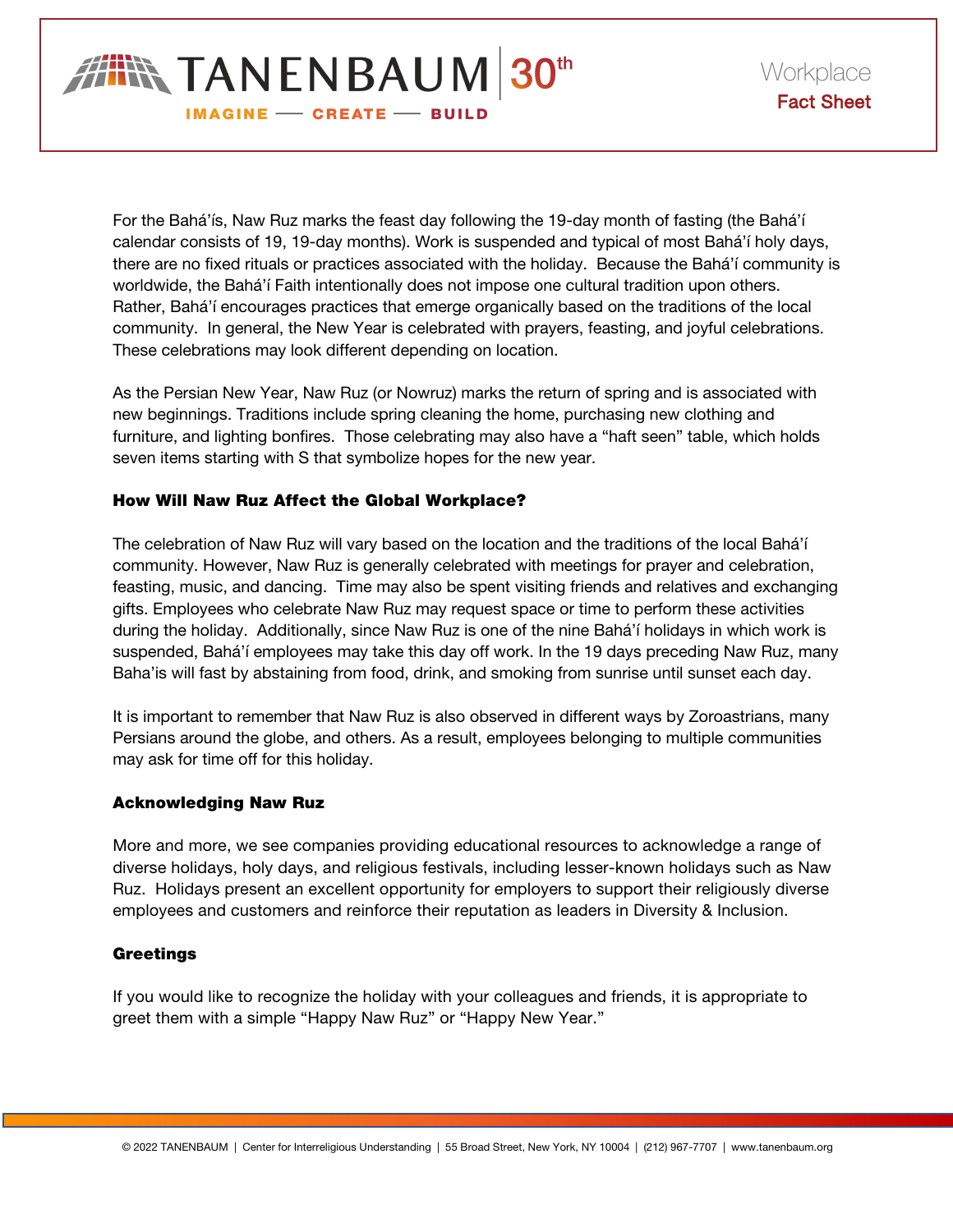For the Bahá'ís, Naw Ruz marks the feast day following the 19-day month of fasting (the Bahá'í calendar consists of 19, 19-day months). Work is suspended and typical of most Bahá'í holy days, there are no fixed rituals or practices associated with the holiday. Because the Bahá'í community is worldwide, the Bahá'í Faith intentionally does not impose one cultural tradition upon others. Rather, Bahá'í encourages practices that emerge organically based on the traditions of the local community. In general, the New Year is celebrated with prayers, feasting, and joyful celebrations. These celebrations may look different depending on location.

As the Persian New Year, Naw Ruz (or Nowruz) marks the return of spring and is associated with new beginnings. Traditions include spring cleaning the home, purchasing new clothing and furniture, and lighting bonfires. Those celebrating may also have a "haft seen" table, which holds seven items starting with S that symbolize hopes for the new year.

### How Will Naw Ruz Affect the Global Workplace?

The celebration of Naw Ruz will vary based on the location and the traditions of the local Bahá'í community. However, Naw Ruz is generally celebrated with meetings for prayer and celebration, feasting, music, and dancing. Time may also be spent visiting friends and relatives and exchanging gifts. Employees who celebrate Naw Ruz may request space or time to perform these activities during the holiday. Additionally, since Naw Ruz is one of the nine Bahá'í holidays in which work is suspended, Bahá'í employees may take this day off work. In the 19 days preceding Naw Ruz, many Baha'is will fast by abstaining from food, drink, and smoking from sunrise until sunset each day.

It is important to remember that Naw Ruz is also observed in different ways by Zoroastrians, many Persians around the globe, and others. As a result, employees belonging to multiple communities may ask for time off for this holiday.

### Acknowledging Naw Ruz

More and more, we see companies providing educational resources to acknowledge a range of diverse holidays, holy days, and religious festivals, including lesser-known holidays such as Naw Ruz. Holidays present an excellent opportunity for employers to support their religiously diverse employees and customers and reinforce their reputation as leaders in Diversity & Inclusion.

### Greetings

If you would like to recognize the holiday with your colleagues and friends, it is appropriate to greet them with a simple "Happy Naw Ruz" or "Happy New Year."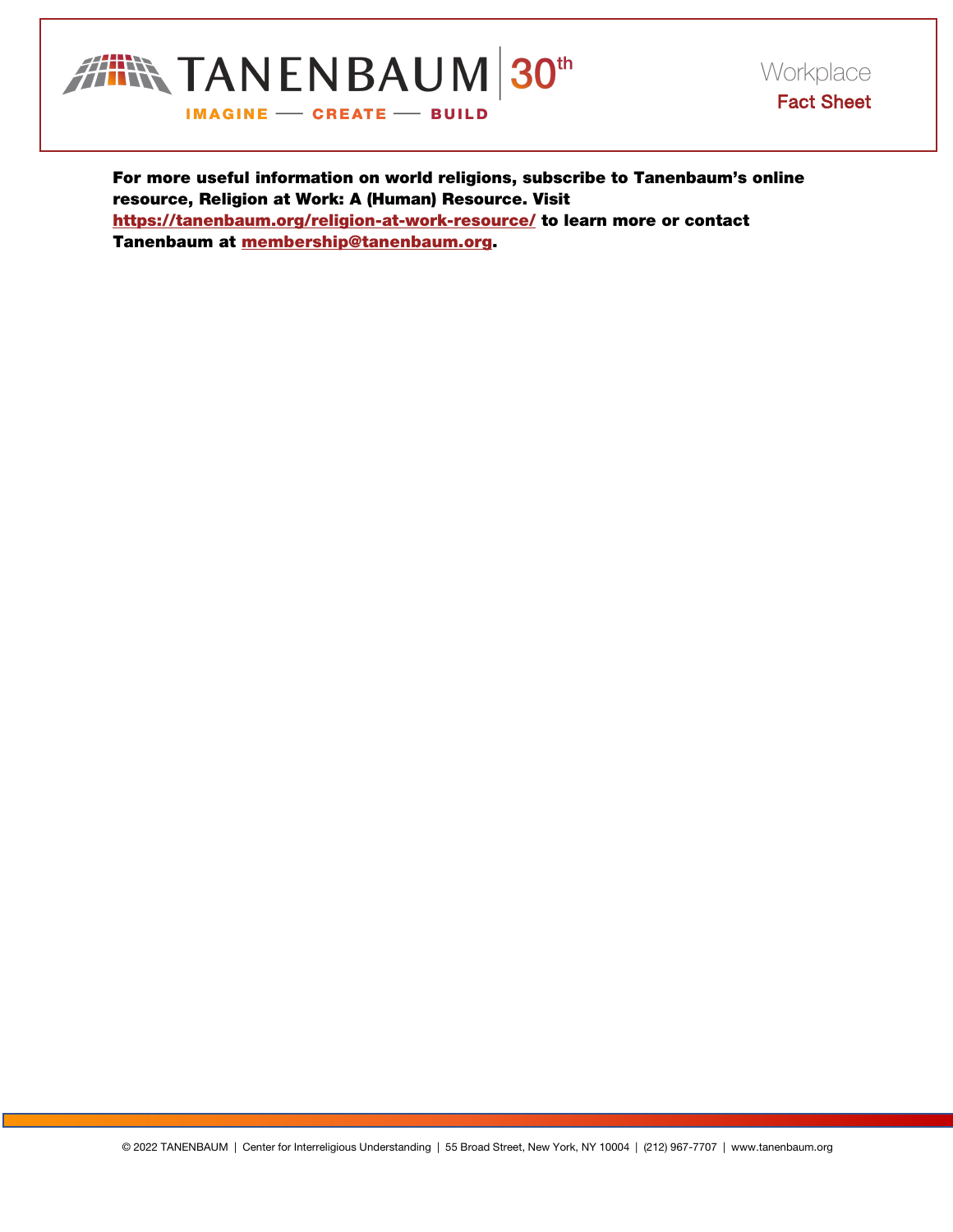**For more useful information on world religions, subscribe to Tanenbaum's online resource, Religion at Work: A (Human) Resource. Visit [https://tanenbaum.org/religion-at-work-resource/](https://tanenbaum.org/religion-at-work-resource/) to learn more or contact Tanenbaum at [membership@tanenbaum.org](mailto:membership@tanenbaum.org).**